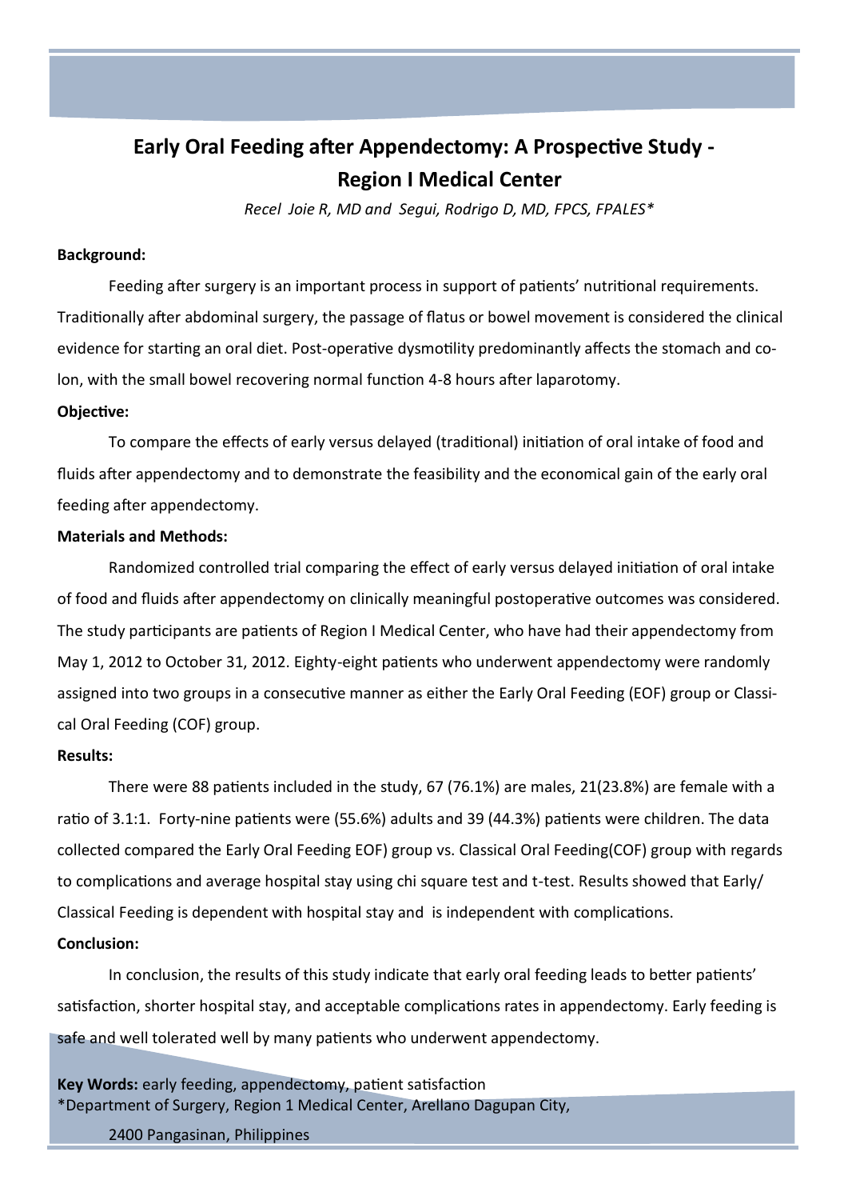# Early Oral Feeding after Appendectomy: A Prospective Study - Region I Medical Center

*Recel Joie R, MD and Segui, Rodrigo D, MD, FPCS, FPALES**

**Background:**

Feeding after surgery is an important process in support of patients' nutritional requirements. Traditionally after abdominal surgery, the passage of flatus or bowel movement is considered the clinical evidence for starting an oral diet. Post-operative dysmotility predominantly affects the stomach and colon, with the small bowel recovering normal function 4-8 hours after laparotomy.

**Objective:**

To compare the effects of early versus delayed (traditional) initiation of oral intake of food and fluids after appendectomy and to demonstrate the feasibility and the economical gain of the early oral feeding after appendectomy.

**Materials and Methods:**

Randomized controlled trial comparing the effect of early versus delayed initiation of oral intake of food and fluids after appendectomy on clinically meaningful postoperative outcomes was considered. The study participants are patients of Region I Medical Center, who have had their appendectomy from May 1, 2012 to October 31, 2012. Eighty-eight patients who underwent appendectomy were randomly assigned into two groups in a consecutive manner as either the Early Oral Feeding (EOF) group or Classical Oral Feeding (COF) group.

**Results:**

There were 88 patients included in the study, 67 (76.1%) are males, 21(23.8%) are female with a ratio of 3.1:1. Forty-nine patients were (55.6%) adults and 39 (44.3%) patients were children. The data collected compared the Early Oral Feeding EOF) group vs. Classical Oral Feeding(COF) group with regards to complications and average hospital stay using chi square test and t-test. Results showed that Early/ Classical Feeding is dependent with hospital stay and is independent with complications.

**Conclusion:**

In conclusion, the results of this study indicate that early oral feeding leads to better patients' satisfaction, shorter hospital stay, and acceptable complications rates in appendectomy. Early feeding is safe and well tolerated well by many patients who underwent appendectomy.

**Key Words:** early feeding, appendectomy, patient satisfaction

*Department of Surgery, Region 1 Medical Center, Arellano Dagupan City, 2400 Pangasinan, Philippines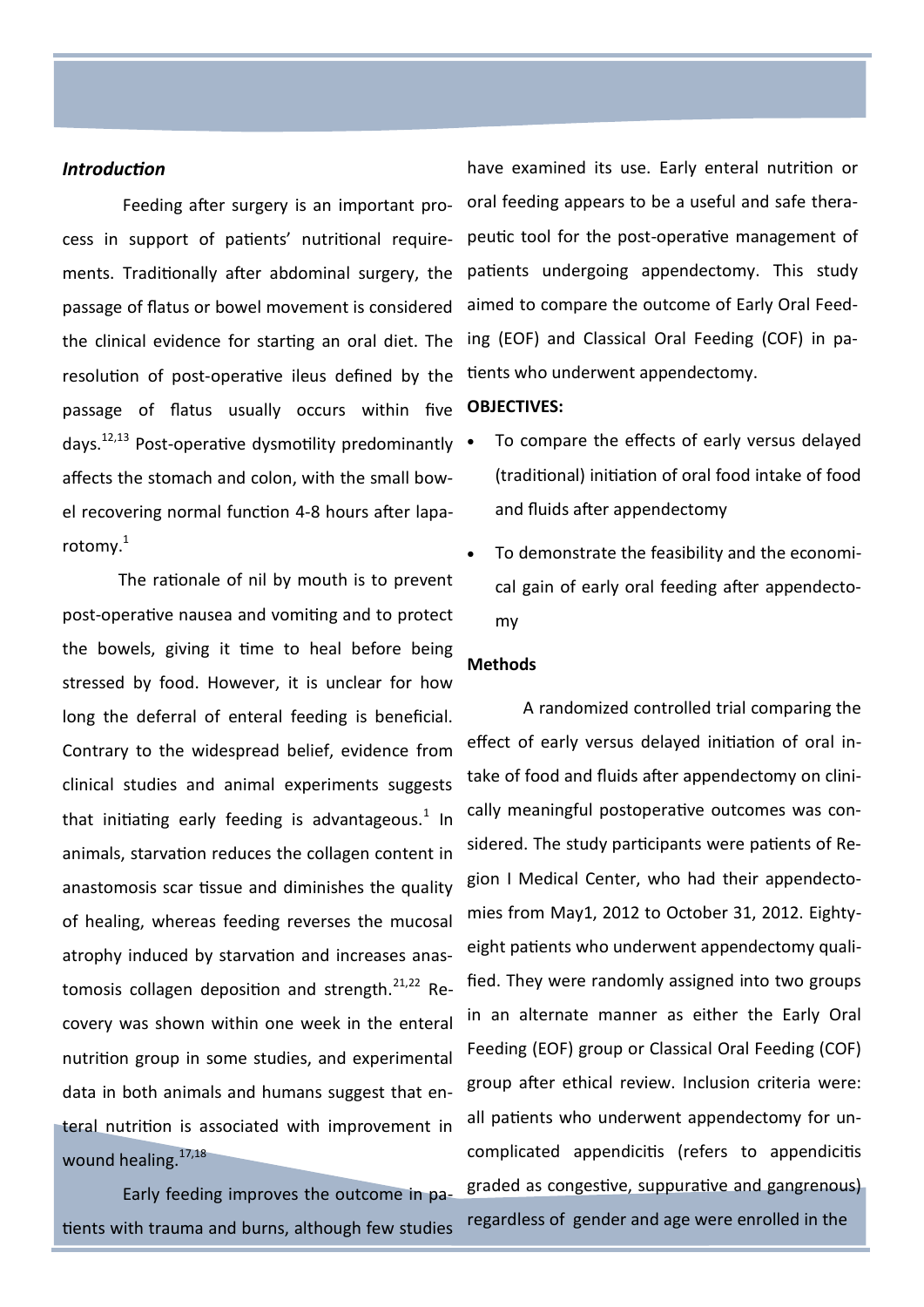## *Introduction*

Feeding after surgery is an important process in support of patients' nutritional requirements. Traditionally after abdominal surgery, the passage of flatus or bowel movement is considered the clinical evidence for starting an oral diet. The resolution of post-operative ileus defined by the passage of flatus usually occurs within five days.[12,13] Post-operative dysmotility predominantly affects the stomach and colon, with the small bowel recovering normal function 4-8 hours after laparotomy.[1]

The rationale of nil by mouth is to prevent post-operative nausea and vomiting and to protect the bowels, giving it time to heal before being stressed by food. However, it is unclear for how long the deferral of enteral feeding is beneficial. Contrary to the widespread belief, evidence from clinical studies and animal experiments suggests that initiating early feeding is advantageous.[1] In animals, starvation reduces the collagen content in anastomosis scar tissue and diminishes the quality of healing, whereas feeding reverses the mucosal atrophy induced by starvation and increases anastomosis collagen deposition and strength.[21,22] Recovery was shown within one week in the enteral nutrition group in some studies, and experimental data in both animals and humans suggest that enteral nutrition is associated with improvement in wound healing.[17,18]

Early feeding improves the outcome in patients with trauma and burns, although few studies have examined its use. Early enteral nutrition or oral feeding appears to be a useful and safe therapeutic tool for the post-operative management of patients undergoing appendectomy. This study aimed to compare the outcome of Early Oral Feeding (EOF) and Classical Oral Feeding (COF) in patients who underwent appendectomy.

**OBJECTIVES:**

- To compare the effects of early versus delayed (traditional) initiation of oral food intake of food and fluids after appendectomy
- To demonstrate the feasibility and the economical gain of early oral feeding after appendectomy

## Methods

A randomized controlled trial comparing the effect of early versus delayed initiation of oral intake of food and fluids after appendectomy on clinically meaningful postoperative outcomes was considered. The study participants were patients of Region I Medical Center, who had their appendectomies from May1, 2012 to October 31, 2012. Eighty-eight patients who underwent appendectomy qualified. They were randomly assigned into two groups in an alternate manner as either the Early Oral Feeding (EOF) group or Classical Oral Feeding (COF) group after ethical review. Inclusion criteria were: all patients who underwent appendectomy for uncomplicated appendicitis (refers to appendicitis graded as congestive, suppurative and gangrenous) regardless of gender and age were enrolled in the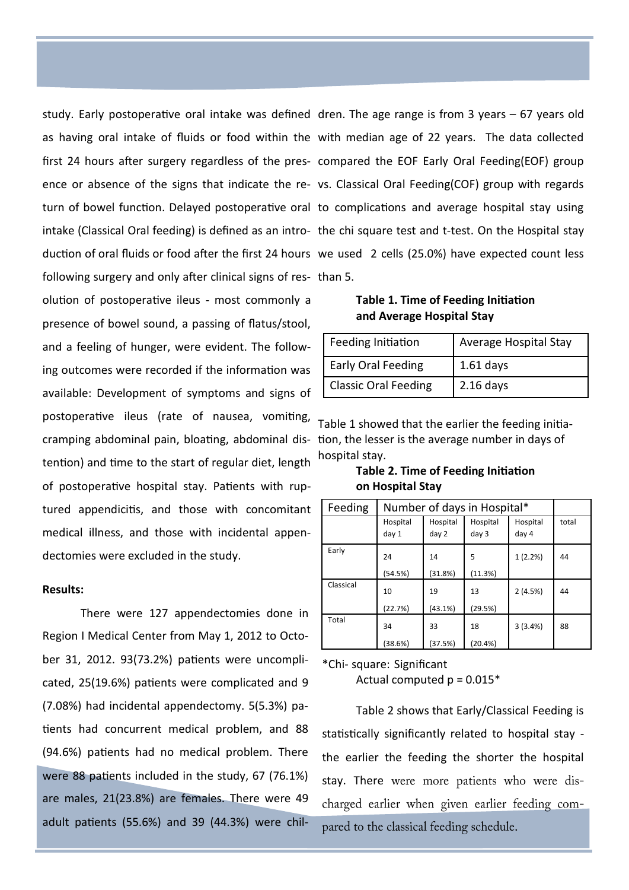study. Early postoperative oral intake was defined as having oral intake of fluids or food within the first 24 hours after surgery regardless of the presence or absence of the signs that indicate the return of bowel function. Delayed postoperative oral intake (Classical Oral feeding) is defined as an introduction of oral fluids or food after the first 24 hours following surgery and only after clinical signs of resolution of postoperative ileus - most commonly a presence of bowel sound, a passing of flatus/stool, and a feeling of hunger, were evident. The following outcomes were recorded if the information was available: Development of symptoms and signs of postoperative ileus (rate of nausea, vomiting, cramping abdominal pain, bloating, abdominal distention) and time to the start of regular diet, length of postoperative hospital stay. Patients with ruptured appendicitis, and those with concomitant medical illness, and those with incidental appendectomies were excluded in the study.

**Results:**

There were 127 appendectomies done in Region I Medical Center from May 1, 2012 to October 31, 2012. 93(73.2%) patients were uncomplicated, 25(19.6%) patients were complicated and 9 (7.08%) had incidental appendectomy. 5(5.3%) patients had concurrent medical problem, and 88 (94.6%) patients had no medical problem. There were 88 patients included in the study, 67 (76.1%) are males, 21(23.8%) are females. There were 49 adult patients (55.6%) and 39 (44.3%) were children. The age range is from 3 years – 67 years old with median age of 22 years. The data collected compared the EOF Early Oral Feeding(EOF) group vs. Classical Oral Feeding(COF) group with regards to complications and average hospital stay using the chi square test and t-test. On the Hospital stay we used 2 cells (25.0%) have expected count less than 5.

**Table 1. Time of Feeding Initiation and Average Hospital Stay**

| Feeding Initiation | Average Hospital Stay |
|---|---|
| Early Oral Feeding | 1.61 days |
| Classic Oral Feeding | 2.16 days |

Table 1 showed that the earlier the feeding initiation, the lesser is the average number in days of hospital stay.

**Table 2. Time of Feeding Initiation on Hospital Stay**

| Feeding | Number of days in Hospital* | | | | |
|---|---|---|---|---|---|
| | Hospital day 1 | Hospital day 2 | Hospital day 3 | Hospital day 4 | total |
| Early | 24 (54.5%) | 14 (31.8%) | 5 (11.3%) | 1 (2.2%) | 44 |
| Classical | 10 (22.7%) | 19 (43.1%) | 13 (29.5%) | 2 (4.5%) | 44 |
| Total | 34 (38.6%) | 33 (37.5%) | 18 (20.4%) | 3 (3.4%) | 88 |

*Chi- square: Significant
Actual computed p = 0.015*

Table 2 shows that Early/Classical Feeding is statistically significantly related to hospital stay - the earlier the feeding the shorter the hospital stay. There were more patients who were discharged earlier when given earlier feeding compared to the classical feeding schedule.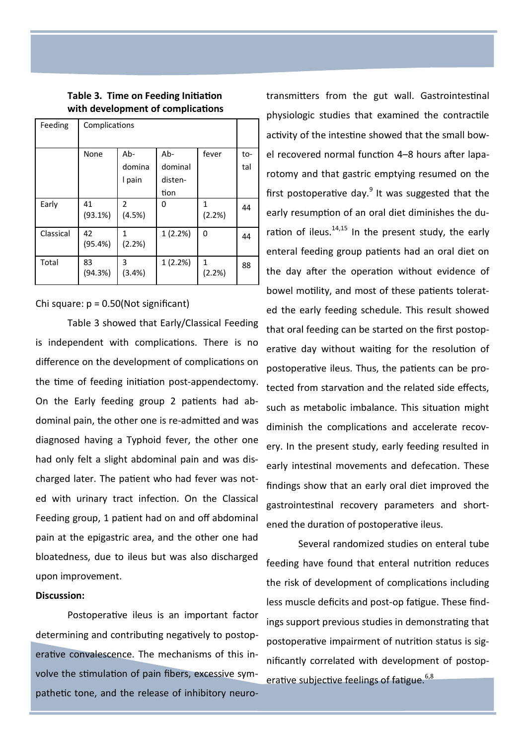**Table 3. Time on Feeding Initiation with development of complications**

| Feeding | Complications | | | | |
|---|---|---|---|---|---|
| | None | Abdominal pain | Abdominal distention | fever | total |
| Early | 41 (93.1%) | 2 (4.5%) | 0 | 1 (2.2%) | 44 |
| Classical | 42 (95.4%) | 1 (2.2%) | 1 (2.2%) | 0 | 44 |
| Total | 83 (94.3%) | 3 (3.4%) | 1 (2.2%) | 1 (2.2%) | 88 |

Chi square: p = 0.50(Not significant)

Table 3 showed that Early/Classical Feeding is independent with complications. There is no difference on the development of complications on the time of feeding initiation post-appendectomy. On the Early feeding group 2 patients had abdominal pain, the other one is re-admitted and was diagnosed having a Typhoid fever, the other one had only felt a slight abdominal pain and was discharged later. The patient who had fever was noted with urinary tract infection. On the Classical Feeding group, 1 patient had on and off abdominal pain at the epigastric area, and the other one had bloatedness, due to ileus but was also discharged upon improvement.

**Discussion:**

Postoperative ileus is an important factor determining and contributing negatively to postoperative convalescence. The mechanisms of this involve the stimulation of pain fibers, excessive sympathetic tone, and the release of inhibitory neurotransmitters from the gut wall. Gastrointestinal physiologic studies that examined the contractile activity of the intestine showed that the small bowel recovered normal function 4–8 hours after laparotomy and that gastric emptying resumed on the first postoperative day.[9] It was suggested that the early resumption of an oral diet diminishes the duration of ileus.[14,15] In the present study, the early enteral feeding group patients had an oral diet on the day after the operation without evidence of bowel motility, and most of these patients tolerated the early feeding schedule. This result showed that oral feeding can be started on the first postoperative day without waiting for the resolution of postoperative ileus. Thus, the patients can be protected from starvation and the related side effects, such as metabolic imbalance. This situation might diminish the complications and accelerate recovery. In the present study, early feeding resulted in early intestinal movements and defecation. These findings show that an early oral diet improved the gastrointestinal recovery parameters and shortened the duration of postoperative ileus.

Several randomized studies on enteral tube feeding have found that enteral nutrition reduces the risk of development of complications including less muscle deficits and post-op fatigue. These findings support previous studies in demonstrating that postoperative impairment of nutrition status is significantly correlated with development of postoperative subjective feelings of fatigue.[6,8]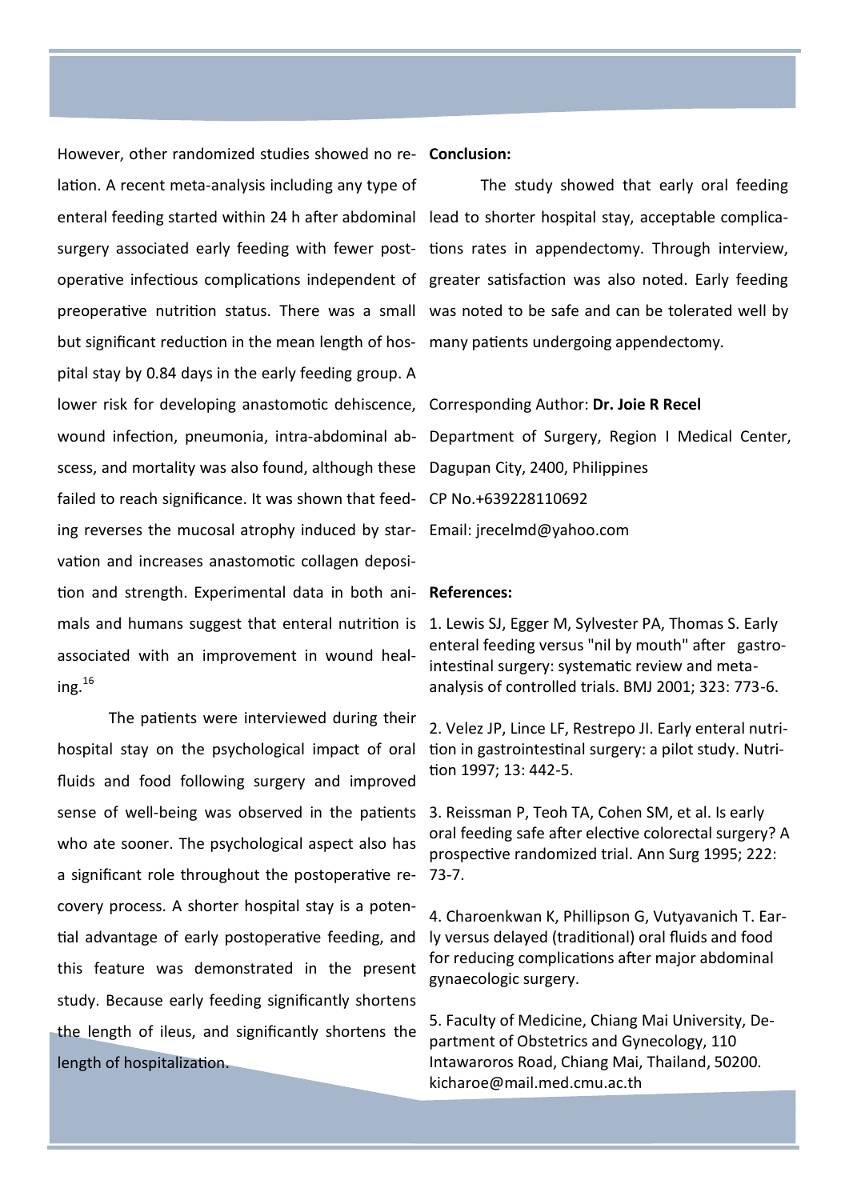However, other randomized studies showed no relation. A recent meta-analysis including any type of enteral feeding started within 24 h after abdominal surgery associated early feeding with fewer postoperative infectious complications independent of preoperative nutrition status. There was a small but significant reduction in the mean length of hospital stay by 0.84 days in the early feeding group. A lower risk for developing anastomotic dehiscence, wound infection, pneumonia, intra-abdominal abscess, and mortality was also found, although these failed to reach significance. It was shown that feeding reverses the mucosal atrophy induced by starvation and increases anastomotic collagen deposition and strength. Experimental data in both animals and humans suggest that enteral nutrition is associated with an improvement in wound healing.[16]

The patients were interviewed during their hospital stay on the psychological impact of oral fluids and food following surgery and improved sense of well-being was observed in the patients who ate sooner. The psychological aspect also has a significant role throughout the postoperative recovery process. A shorter hospital stay is a potential advantage of early postoperative feeding, and this feature was demonstrated in the present study. Because early feeding significantly shortens the length of ileus, and significantly shortens the length of hospitalization.

**Conclusion:**

The study showed that early oral feeding lead to shorter hospital stay, acceptable complications rates in appendectomy. Through interview, greater satisfaction was also noted. Early feeding was noted to be safe and can be tolerated well by many patients undergoing appendectomy.

Corresponding Author: **Dr. Joie R Recel**

Department of Surgery, Region I Medical Center, Dagupan City, 2400, Philippines

CP No.+639228110692

Email: jrecelmd@yahoo.com

**References:**

1. Lewis SJ, Egger M, Sylvester PA, Thomas S. Early enteral feeding versus "nil by mouth" after gastrointestinal surgery: systematic review and meta-analysis of controlled trials. BMJ 2001; 323: 773-6.

2. Velez JP, Lince LF, Restrepo JI. Early enteral nutrition in gastrointestinal surgery: a pilot study. Nutrition 1997; 13: 442-5.

3. Reissman P, Teoh TA, Cohen SM, et al. Is early oral feeding safe after elective colorectal surgery? A prospective randomized trial. Ann Surg 1995; 222: 73-7.

4. Charoenkwan K, Phillipson G, Vutyavanich T. Early versus delayed (traditional) oral fluids and food for reducing complications after major abdominal gynaecologic surgery.

5. Faculty of Medicine, Chiang Mai University, Department of Obstetrics and Gynecology, 110 Intawaroros Road, Chiang Mai, Thailand, 50200. kicharoe@mail.med.cmu.ac.th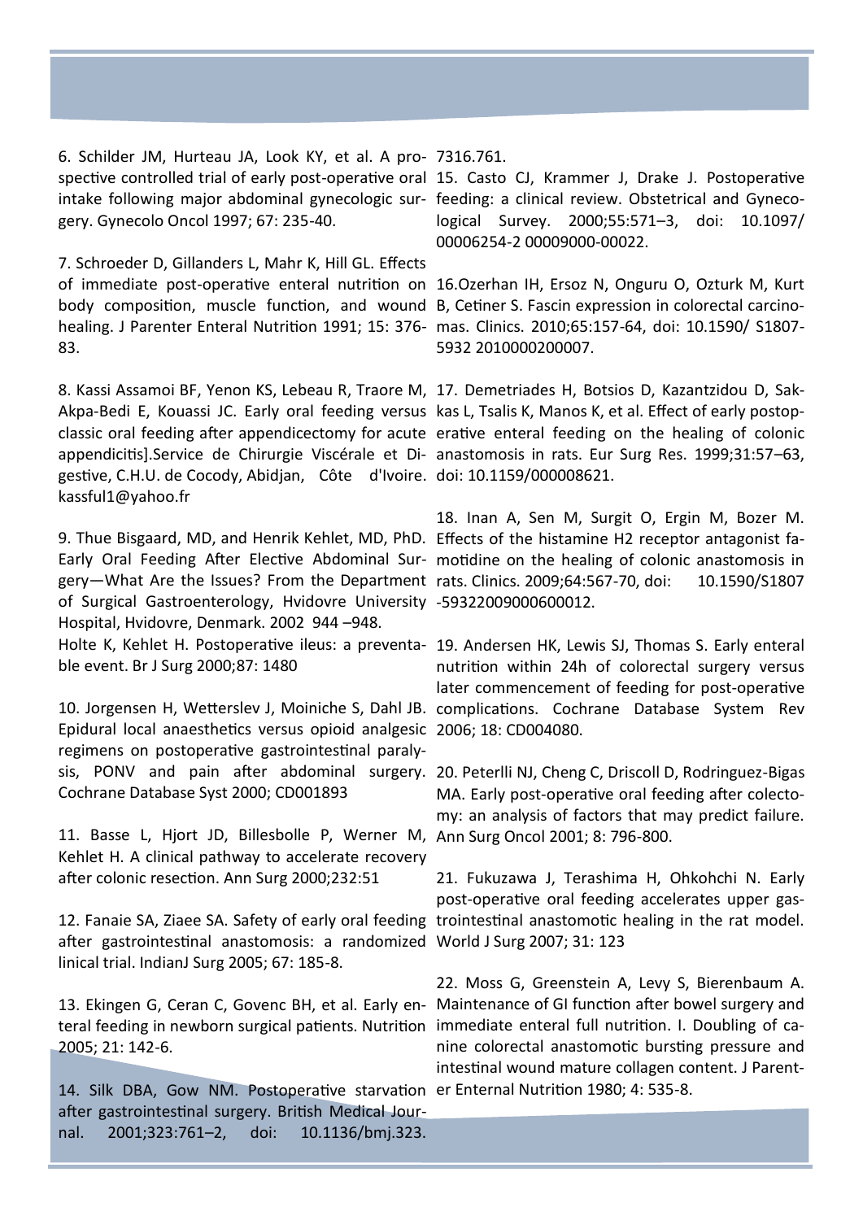6. Schilder JM, Hurteau JA, Look KY, et al. A prospective controlled trial of early post-operative oral intake following major abdominal gynecologic surgery. Gynecolo Oncol 1997; 67: 235-40.

7. Schroeder D, Gillanders L, Mahr K, Hill GL. Effects of immediate post-operative enteral nutrition on body composition, muscle function, and wound healing. J Parenter Enteral Nutrition 1991; 15: 376-83.

8. Kassi Assamoi BF, Yenon KS, Lebeau R, Traore M, Akpa-Bedi E, Kouassi JC. Early oral feeding versus classic oral feeding after appendicectomy for acute appendicitis].Service de Chirurgie Viscérale et Digestive, C.H.U. de Cocody, Abidjan, Côte d'Ivoire. kassful1@yahoo.fr

9. Thue Bisgaard, MD, and Henrik Kehlet, MD, PhD. Early Oral Feeding After Elective Abdominal Surgery—What Are the Issues? From the Department of Surgical Gastroenterology, Hvidovre University Hospital, Hvidovre, Denmark. 2002 944 –948.
Holte K, Kehlet H. Postoperative ileus: a preventable event. Br J Surg 2000;87: 1480

10. Jorgensen H, Wetterslev J, Moiniche S, Dahl JB. Epidural local anaesthetics versus opioid analgesic regimens on postoperative gastrointestinal paralysis, PONV and pain after abdominal surgery. Cochrane Database Syst 2000; CD001893

11. Basse L, Hjort JD, Billesbolle P, Werner M, Kehlet H. A clinical pathway to accelerate recovery after colonic resection. Ann Surg 2000;232:51

12. Fanaie SA, Ziaee SA. Safety of early oral feeding after gastrointestinal anastomosis: a randomized linical trial. IndianJ Surg 2005; 67: 185-8.

13. Ekingen G, Ceran C, Govenc BH, et al. Early enteral feeding in newborn surgical patients. Nutrition 2005; 21: 142-6.

14. Silk DBA, Gow NM. Postoperative starvation after gastrointestinal surgery. British Medical Journal. 2001;323:761–2, doi: 10.1136/bmj.323.7316.761.

15. Casto CJ, Krammer J, Drake J. Postoperative feeding: a clinical review. Obstetrical and Gynecological Survey. 2000;55:571–3, doi: 10.1097/00006254-2 00009000-00022.

16.Ozerhan IH, Ersoz N, Onguru O, Ozturk M, Kurt B, Cetiner S. Fascin expression in colorectal carcinomas. Clinics. 2010;65:157-64, doi: 10.1590/ S1807-5932 2010000200007.

17. Demetriades H, Botsios D, Kazantzidou D, Sakkas L, Tsalis K, Manos K, et al. Effect of early postoperative enteral feeding on the healing of colonic anastomosis in rats. Eur Surg Res. 1999;31:57–63, doi: 10.1159/000008621.

18. Inan A, Sen M, Surgit O, Ergin M, Bozer M. Effects of the histamine H2 receptor antagonist famotidine on the healing of colonic anastomosis in rats. Clinics. 2009;64:567-70, doi: 10.1590/S1807-59322009000600012.

19. Andersen HK, Lewis SJ, Thomas S. Early enteral nutrition within 24h of colorectal surgery versus later commencement of feeding for post-operative complications. Cochrane Database System Rev 2006; 18: CD004080.

20. Peterlli NJ, Cheng C, Driscoll D, Rodringuez-Bigas MA. Early post-operative oral feeding after colectomy: an analysis of factors that may predict failure. Ann Surg Oncol 2001; 8: 796-800.

21. Fukuzawa J, Terashima H, Ohkohchi N. Early post-operative oral feeding accelerates upper gastrointestinal anastomotic healing in the rat model. World J Surg 2007; 31: 123

22. Moss G, Greenstein A, Levy S, Bierenbaum A. Maintenance of GI function after bowel surgery and immediate enteral full nutrition. I. Doubling of canine colorectal anastomotic bursting pressure and intestinal wound mature collagen content. J Parenter Enternal Nutrition 1980; 4: 535-8.